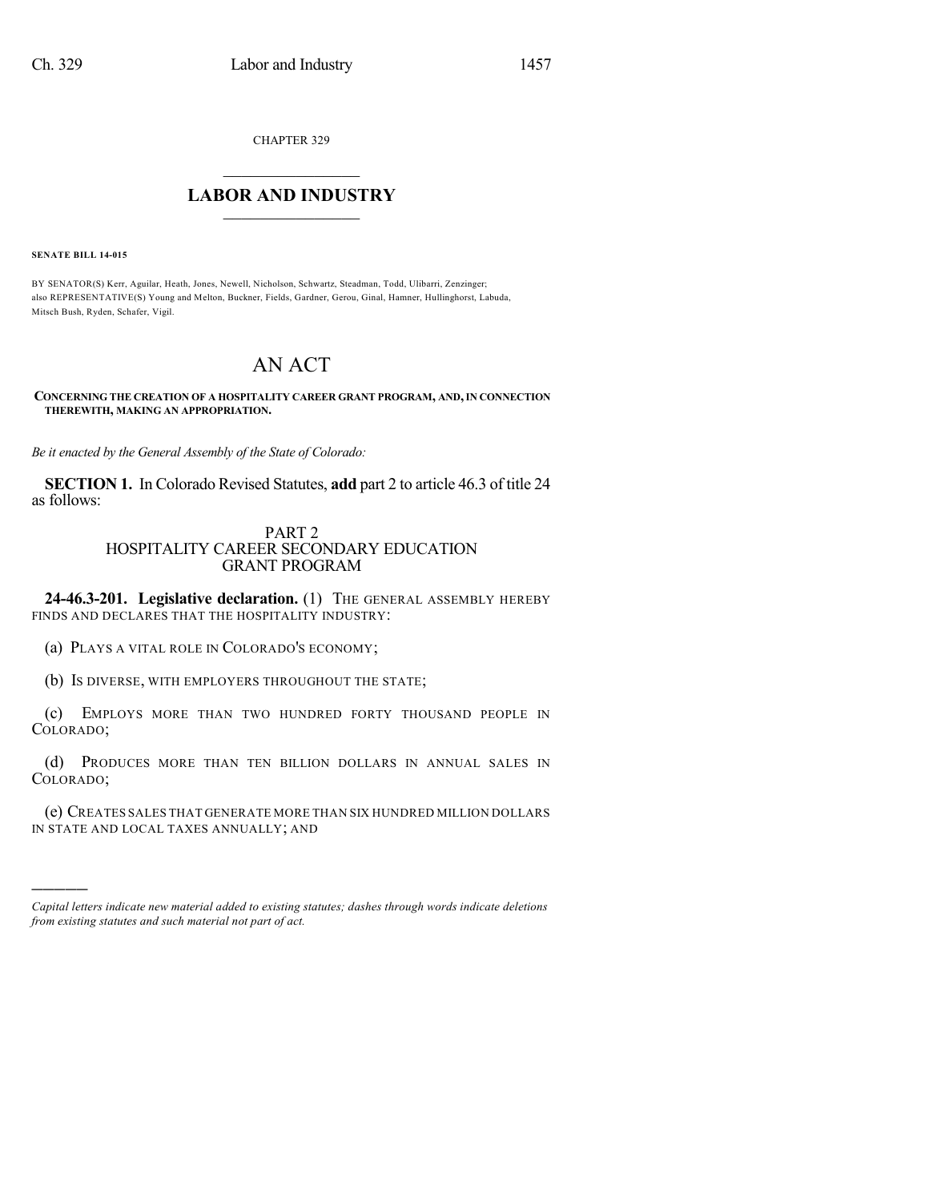CHAPTER 329

## LABOR AND INDUSTRY

**SENATE BILL 14-015**

BY SENATOR(S) Kerr, Aguilar, Heath, Jones, Newell, Nicholson, Schwartz, Steadman, Todd, Ulibarri, Zenzinger;
also REPRESENTATIVE(S) Young and Melton, Buckner, Fields, Gardner, Gerou, Ginal, Hamner, Hullinghorst, Labuda, Mitsch Bush, Ryden, Schafer, Vigil.

# AN ACT

**CONCERNING THE CREATION OF A HOSPITALITY CAREER GRANT PROGRAM, AND, IN CONNECTION THEREWITH, MAKING AN APPROPRIATION.**

*Be it enacted by the General Assembly of the State of Colorado:*

**SECTION 1.** In Colorado Revised Statutes, **add** part 2 to article 46.3 of title 24 as follows:

PART 2
HOSPITALITY CAREER SECONDARY EDUCATION GRANT PROGRAM

**24-46.3-201. Legislative declaration.** (1) THE GENERAL ASSEMBLY HEREBY FINDS AND DECLARES THAT THE HOSPITALITY INDUSTRY:

(a) PLAYS A VITAL ROLE IN COLORADO'S ECONOMY;

(b) IS DIVERSE, WITH EMPLOYERS THROUGHOUT THE STATE;

(c) EMPLOYS MORE THAN TWO HUNDRED FORTY THOUSAND PEOPLE IN COLORADO;

(d) PRODUCES MORE THAN TEN BILLION DOLLARS IN ANNUAL SALES IN COLORADO;

(e) CREATES SALES THAT GENERATE MORE THAN SIX HUNDRED MILLION DOLLARS IN STATE AND LOCAL TAXES ANNUALLY; AND

*Capital letters indicate new material added to existing statutes; dashes through words indicate deletions from existing statutes and such material not part of act.*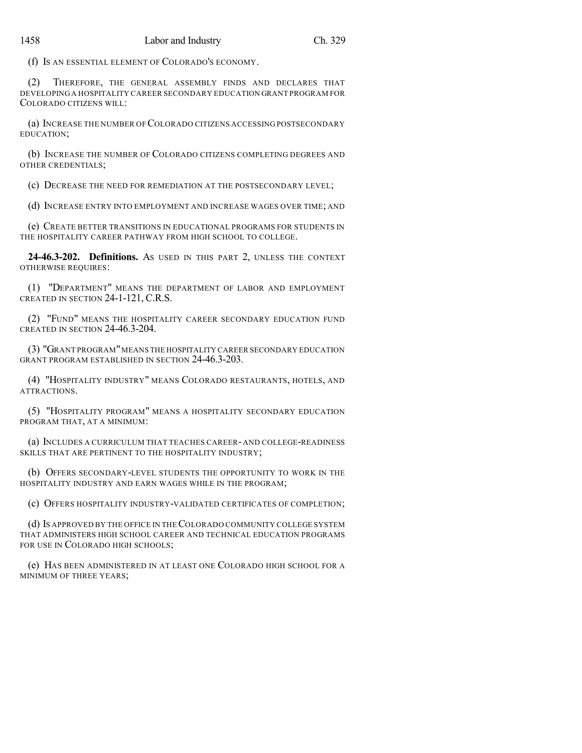(f) IS AN ESSENTIAL ELEMENT OF COLORADO'S ECONOMY.

(2) THEREFORE, THE GENERAL ASSEMBLY FINDS AND DECLARES THAT DEVELOPING A HOSPITALITY CAREER SECONDARY EDUCATION GRANT PROGRAM FOR COLORADO CITIZENS WILL:

(a) INCREASE THE NUMBER OF COLORADO CITIZENS ACCESSING POSTSECONDARY EDUCATION;

(b) INCREASE THE NUMBER OF COLORADO CITIZENS COMPLETING DEGREES AND OTHER CREDENTIALS;

(c) DECREASE THE NEED FOR REMEDIATION AT THE POSTSECONDARY LEVEL;

(d) INCREASE ENTRY INTO EMPLOYMENT AND INCREASE WAGES OVER TIME; AND

(e) CREATE BETTER TRANSITIONS IN EDUCATIONAL PROGRAMS FOR STUDENTS IN THE HOSPITALITY CAREER PATHWAY FROM HIGH SCHOOL TO COLLEGE.

**24-46.3-202. Definitions.** AS USED IN THIS PART 2, UNLESS THE CONTEXT OTHERWISE REQUIRES:

(1) "DEPARTMENT" MEANS THE DEPARTMENT OF LABOR AND EMPLOYMENT CREATED IN SECTION 24-1-121, C.R.S.

(2) "FUND" MEANS THE HOSPITALITY CAREER SECONDARY EDUCATION FUND CREATED IN SECTION 24-46.3-204.

(3) "GRANT PROGRAM" MEANS THE HOSPITALITY CAREER SECONDARY EDUCATION GRANT PROGRAM ESTABLISHED IN SECTION 24-46.3-203.

(4) "HOSPITALITY INDUSTRY" MEANS COLORADO RESTAURANTS, HOTELS, AND ATTRACTIONS.

(5) "HOSPITALITY PROGRAM" MEANS A HOSPITALITY SECONDARY EDUCATION PROGRAM THAT, AT A MINIMUM:

(a) INCLUDES A CURRICULUM THAT TEACHES CAREER- AND COLLEGE-READINESS SKILLS THAT ARE PERTINENT TO THE HOSPITALITY INDUSTRY;

(b) OFFERS SECONDARY-LEVEL STUDENTS THE OPPORTUNITY TO WORK IN THE HOSPITALITY INDUSTRY AND EARN WAGES WHILE IN THE PROGRAM;

(c) OFFERS HOSPITALITY INDUSTRY-VALIDATED CERTIFICATES OF COMPLETION;

(d) IS APPROVED BY THE OFFICE IN THE COLORADO COMMUNITY COLLEGE SYSTEM THAT ADMINISTERS HIGH SCHOOL CAREER AND TECHNICAL EDUCATION PROGRAMS FOR USE IN COLORADO HIGH SCHOOLS;

(e) HAS BEEN ADMINISTERED IN AT LEAST ONE COLORADO HIGH SCHOOL FOR A MINIMUM OF THREE YEARS;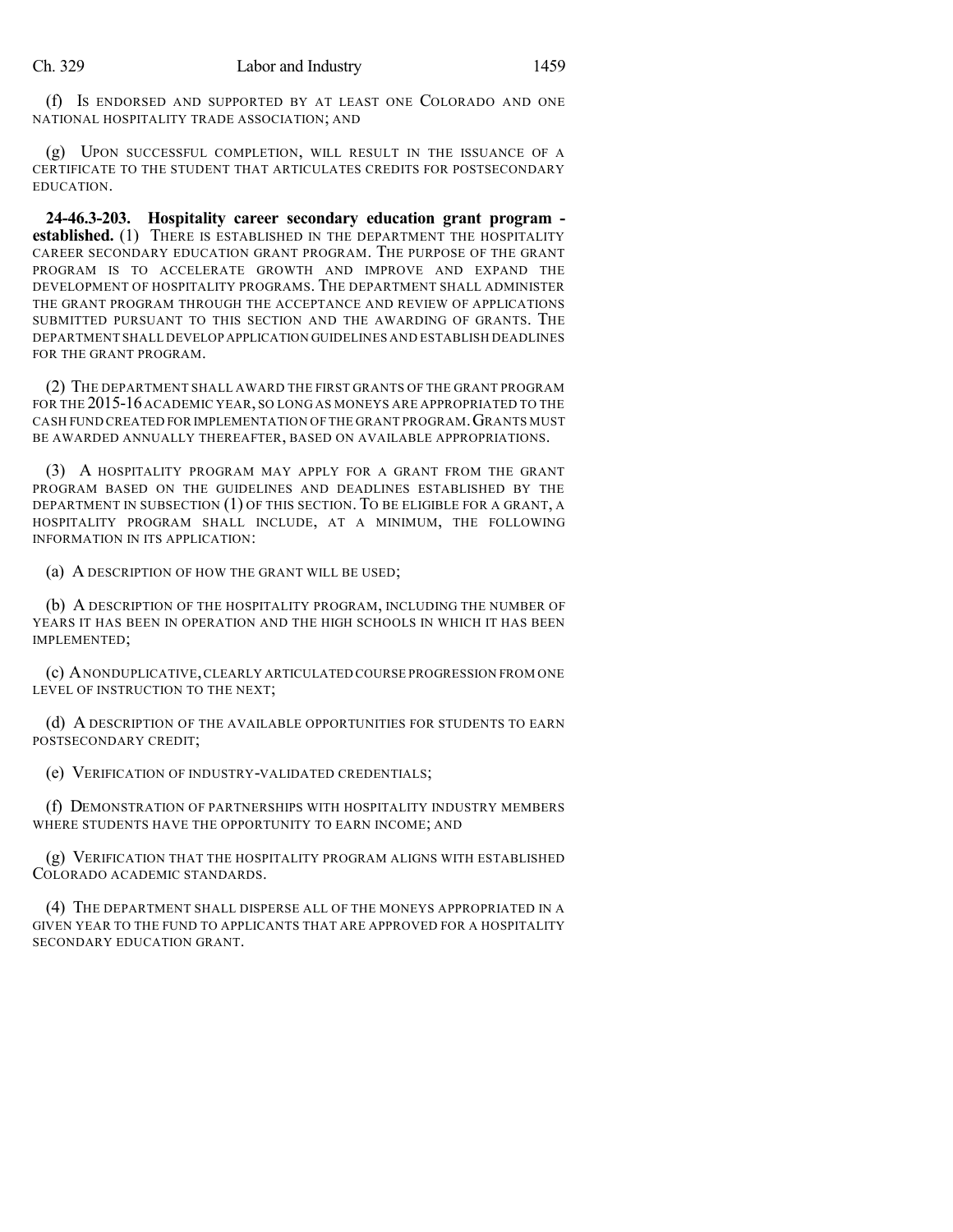(f) IS ENDORSED AND SUPPORTED BY AT LEAST ONE COLORADO AND ONE NATIONAL HOSPITALITY TRADE ASSOCIATION; AND

(g) UPON SUCCESSFUL COMPLETION, WILL RESULT IN THE ISSUANCE OF A CERTIFICATE TO THE STUDENT THAT ARTICULATES CREDITS FOR POSTSECONDARY EDUCATION.

**24-46.3-203. Hospitality career secondary education grant program - established.** (1) THERE IS ESTABLISHED IN THE DEPARTMENT THE HOSPITALITY CAREER SECONDARY EDUCATION GRANT PROGRAM. THE PURPOSE OF THE GRANT PROGRAM IS TO ACCELERATE GROWTH AND IMPROVE AND EXPAND THE DEVELOPMENT OF HOSPITALITY PROGRAMS. THE DEPARTMENT SHALL ADMINISTER THE GRANT PROGRAM THROUGH THE ACCEPTANCE AND REVIEW OF APPLICATIONS SUBMITTED PURSUANT TO THIS SECTION AND THE AWARDING OF GRANTS. THE DEPARTMENT SHALL DEVELOP APPLICATION GUIDELINES AND ESTABLISH DEADLINES FOR THE GRANT PROGRAM.

(2) THE DEPARTMENT SHALL AWARD THE FIRST GRANTS OF THE GRANT PROGRAM FOR THE 2015-16 ACADEMIC YEAR, SO LONG AS MONEYS ARE APPROPRIATED TO THE CASH FUND CREATED FOR IMPLEMENTATION OF THE GRANT PROGRAM. GRANTS MUST BE AWARDED ANNUALLY THEREAFTER, BASED ON AVAILABLE APPROPRIATIONS.

(3) A HOSPITALITY PROGRAM MAY APPLY FOR A GRANT FROM THE GRANT PROGRAM BASED ON THE GUIDELINES AND DEADLINES ESTABLISHED BY THE DEPARTMENT IN SUBSECTION (1) OF THIS SECTION. TO BE ELIGIBLE FOR A GRANT, A HOSPITALITY PROGRAM SHALL INCLUDE, AT A MINIMUM, THE FOLLOWING INFORMATION IN ITS APPLICATION:

(a) A DESCRIPTION OF HOW THE GRANT WILL BE USED;

(b) A DESCRIPTION OF THE HOSPITALITY PROGRAM, INCLUDING THE NUMBER OF YEARS IT HAS BEEN IN OPERATION AND THE HIGH SCHOOLS IN WHICH IT HAS BEEN IMPLEMENTED;

(c) A NONDUPLICATIVE, CLEARLY ARTICULATED COURSE PROGRESSION FROM ONE LEVEL OF INSTRUCTION TO THE NEXT;

(d) A DESCRIPTION OF THE AVAILABLE OPPORTUNITIES FOR STUDENTS TO EARN POSTSECONDARY CREDIT;

(e) VERIFICATION OF INDUSTRY-VALIDATED CREDENTIALS;

(f) DEMONSTRATION OF PARTNERSHIPS WITH HOSPITALITY INDUSTRY MEMBERS WHERE STUDENTS HAVE THE OPPORTUNITY TO EARN INCOME; AND

(g) VERIFICATION THAT THE HOSPITALITY PROGRAM ALIGNS WITH ESTABLISHED COLORADO ACADEMIC STANDARDS.

(4) THE DEPARTMENT SHALL DISPERSE ALL OF THE MONEYS APPROPRIATED IN A GIVEN YEAR TO THE FUND TO APPLICANTS THAT ARE APPROVED FOR A HOSPITALITY SECONDARY EDUCATION GRANT.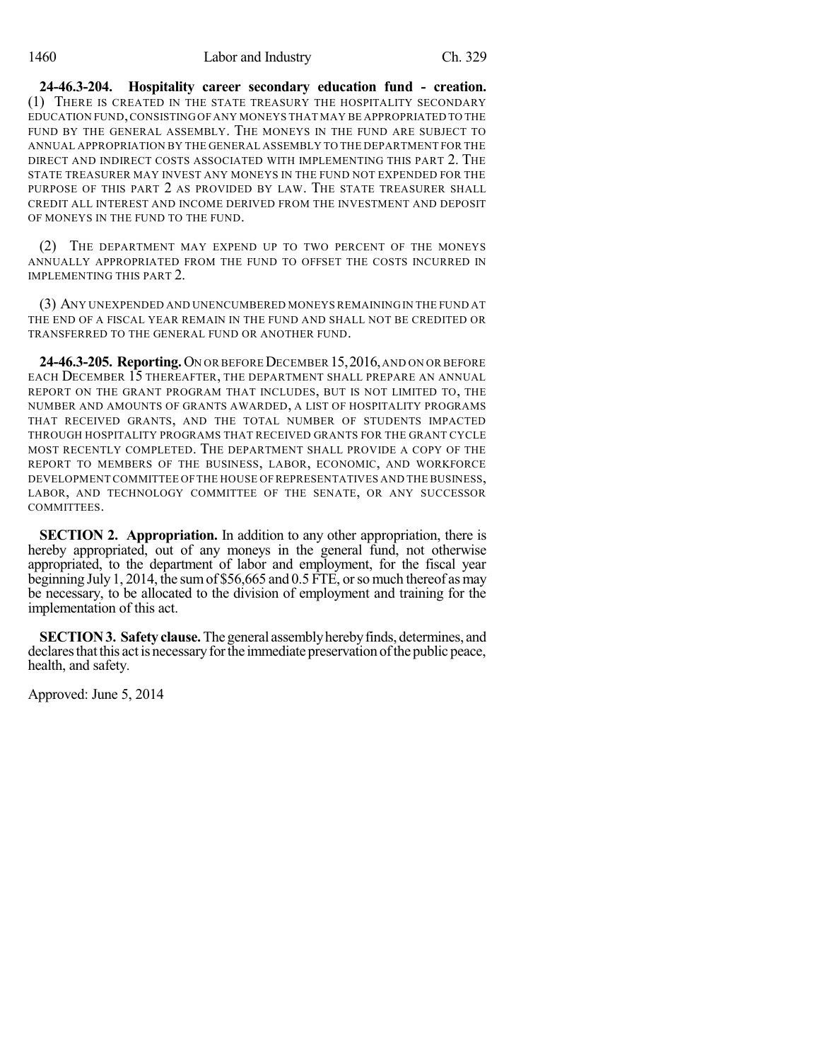**24-46.3-204. Hospitality career secondary education fund - creation.** (1) THERE IS CREATED IN THE STATE TREASURY THE HOSPITALITY SECONDARY EDUCATION FUND, CONSISTING OF ANY MONEYS THAT MAY BE APPROPRIATED TO THE FUND BY THE GENERAL ASSEMBLY. THE MONEYS IN THE FUND ARE SUBJECT TO ANNUAL APPROPRIATION BY THE GENERAL ASSEMBLY TO THE DEPARTMENT FOR THE DIRECT AND INDIRECT COSTS ASSOCIATED WITH IMPLEMENTING THIS PART 2. THE STATE TREASURER MAY INVEST ANY MONEYS IN THE FUND NOT EXPENDED FOR THE PURPOSE OF THIS PART 2 AS PROVIDED BY LAW. THE STATE TREASURER SHALL CREDIT ALL INTEREST AND INCOME DERIVED FROM THE INVESTMENT AND DEPOSIT OF MONEYS IN THE FUND TO THE FUND.

(2) THE DEPARTMENT MAY EXPEND UP TO TWO PERCENT OF THE MONEYS ANNUALLY APPROPRIATED FROM THE FUND TO OFFSET THE COSTS INCURRED IN IMPLEMENTING THIS PART 2.

(3) ANY UNEXPENDED AND UNENCUMBERED MONEYS REMAINING IN THE FUND AT THE END OF A FISCAL YEAR REMAIN IN THE FUND AND SHALL NOT BE CREDITED OR TRANSFERRED TO THE GENERAL FUND OR ANOTHER FUND.

**24-46.3-205. Reporting.** ON OR BEFORE DECEMBER 15, 2016, AND ON OR BEFORE EACH DECEMBER 15 THEREAFTER, THE DEPARTMENT SHALL PREPARE AN ANNUAL REPORT ON THE GRANT PROGRAM THAT INCLUDES, BUT IS NOT LIMITED TO, THE NUMBER AND AMOUNTS OF GRANTS AWARDED, A LIST OF HOSPITALITY PROGRAMS THAT RECEIVED GRANTS, AND THE TOTAL NUMBER OF STUDENTS IMPACTED THROUGH HOSPITALITY PROGRAMS THAT RECEIVED GRANTS FOR THE GRANT CYCLE MOST RECENTLY COMPLETED. THE DEPARTMENT SHALL PROVIDE A COPY OF THE REPORT TO MEMBERS OF THE BUSINESS, LABOR, ECONOMIC, AND WORKFORCE DEVELOPMENT COMMITTEE OF THE HOUSE OF REPRESENTATIVES AND THE BUSINESS, LABOR, AND TECHNOLOGY COMMITTEE OF THE SENATE, OR ANY SUCCESSOR COMMITTEES.

**SECTION 2. Appropriation.** In addition to any other appropriation, there is hereby appropriated, out of any moneys in the general fund, not otherwise appropriated, to the department of labor and employment, for the fiscal year beginning July 1, 2014, the sum of $56,665 and 0.5 FTE, or so much thereof as may be necessary, to be allocated to the division of employment and training for the implementation of this act.

**SECTION 3. Safety clause.** The general assembly hereby finds, determines, and declares that this act is necessary for the immediate preservation of the public peace, health, and safety.

Approved: June 5, 2014